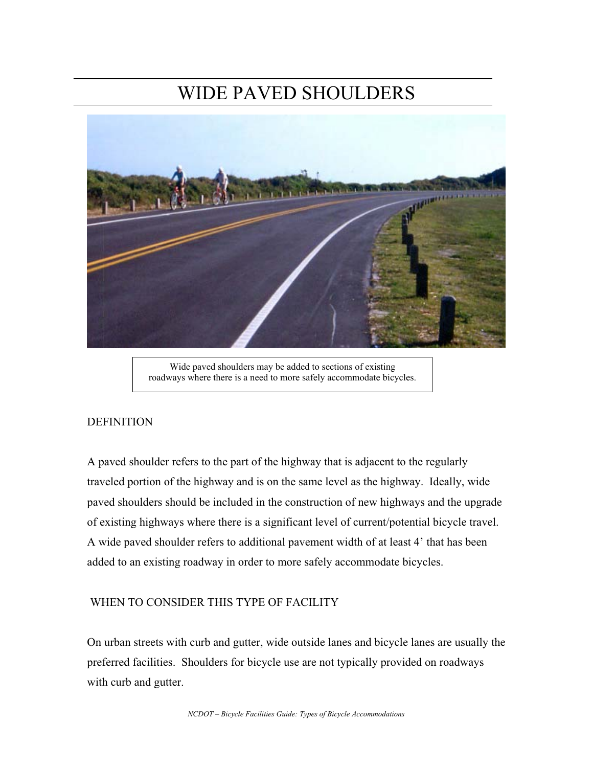# WIDE PAVED SHOULDERS

Wide paved shoulders may be added to sections of existing roadways where there is a need to more safely accommodate bicycles.

## DEFINITION

A paved shoulder refers to the part of the highway that is adjacent to the regularly traveled portion of the highway and is on the same level as the highway. Ideally, wide paved shoulders should be included in the construction of new highways and the upgrade of existing highways where there is a significant level of current/potential bicycle travel. A wide paved shoulder refers to additional pavement width of at least 4' that has been added to an existing roadway in order to more safely accommodate bicycles.

## WHEN TO CONSIDER THIS TYPE OF FACILITY

On urban streets with curb and gutter, wide outside lanes and bicycle lanes are usually the preferred facilities. Shoulders for bicycle use are not typically provided on roadways with curb and gutter.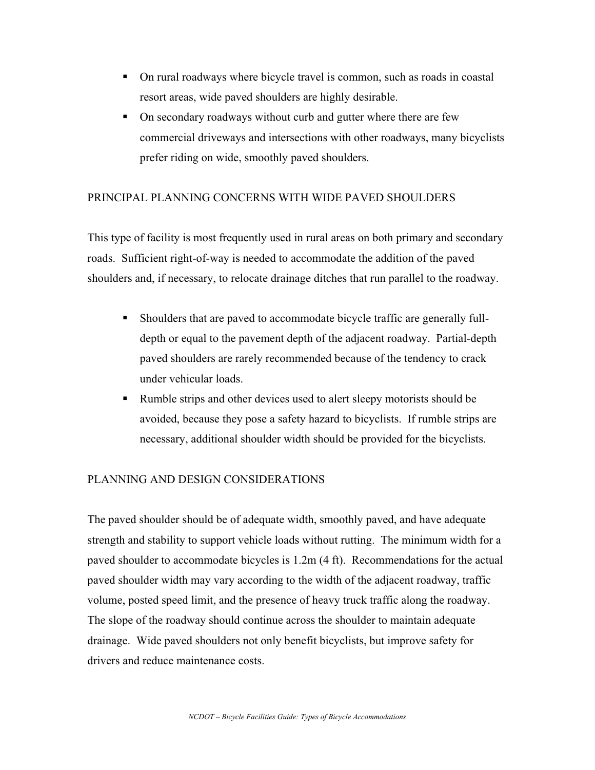- On rural roadways where bicycle travel is common, such as roads in coastal resort areas, wide paved shoulders are highly desirable.
- On secondary roadways without curb and gutter where there are few commercial driveways and intersections with other roadways, many bicyclists prefer riding on wide, smoothly paved shoulders.

## PRINCIPAL PLANNING CONCERNS WITH WIDE PAVED SHOULDERS

This type of facility is most frequently used in rural areas on both primary and secondary roads. Sufficient right-of-way is needed to accommodate the addition of the paved shoulders and, if necessary, to relocate drainage ditches that run parallel to the roadway.

- Shoulders that are paved to accommodate bicycle traffic are generally full-depth or equal to the pavement depth of the adjacent roadway. Partial-depth paved shoulders are rarely recommended because of the tendency to crack under vehicular loads.
- Rumble strips and other devices used to alert sleepy motorists should be avoided, because they pose a safety hazard to bicyclists. If rumble strips are necessary, additional shoulder width should be provided for the bicyclists.

## PLANNING AND DESIGN CONSIDERATIONS

The paved shoulder should be of adequate width, smoothly paved, and have adequate strength and stability to support vehicle loads without rutting. The minimum width for a paved shoulder to accommodate bicycles is 1.2m (4 ft). Recommendations for the actual paved shoulder width may vary according to the width of the adjacent roadway, traffic volume, posted speed limit, and the presence of heavy truck traffic along the roadway. The slope of the roadway should continue across the shoulder to maintain adequate drainage. Wide paved shoulders not only benefit bicyclists, but improve safety for drivers and reduce maintenance costs.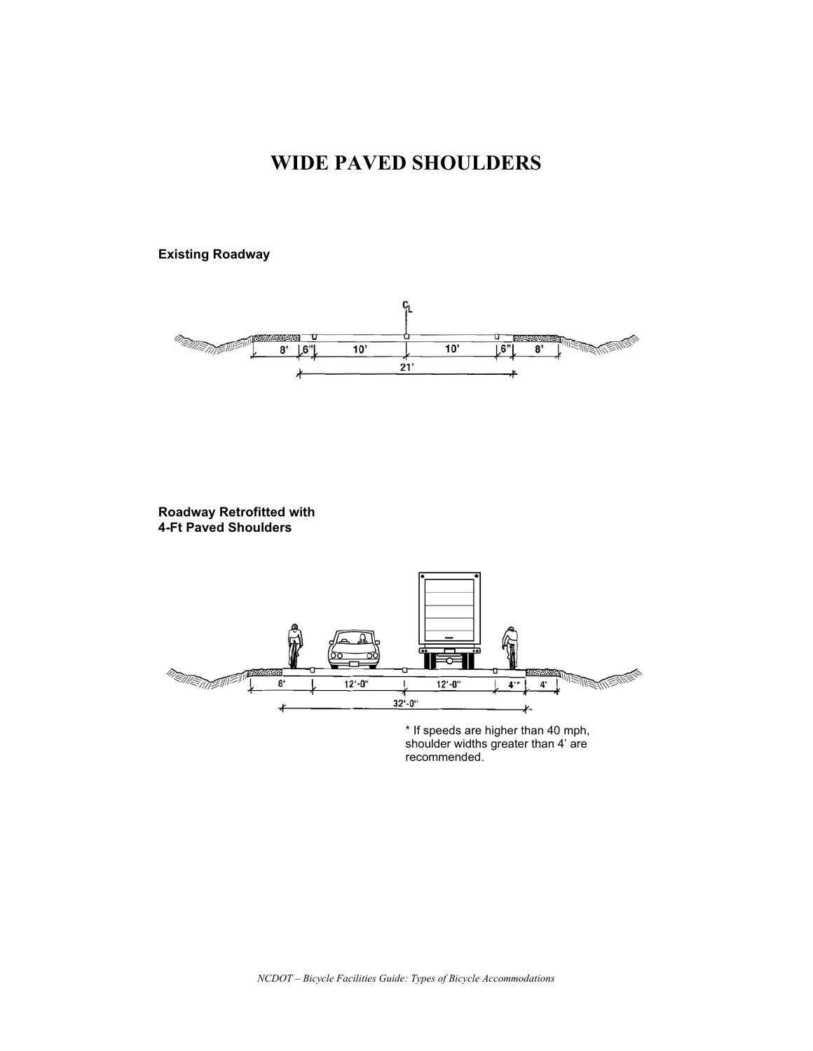# WIDE PAVED SHOULDERS

**Existing Roadway**

C L

8' 6" 10' 10' 6" 8'

21'

**Roadway Retrofitted with 4-Ft Paved Shoulders**

8' 12'-0" 12'-0" 4'* 4'

32'-0"

\* If speeds are higher than 40 mph, shoulder widths greater than 4' are recommended.